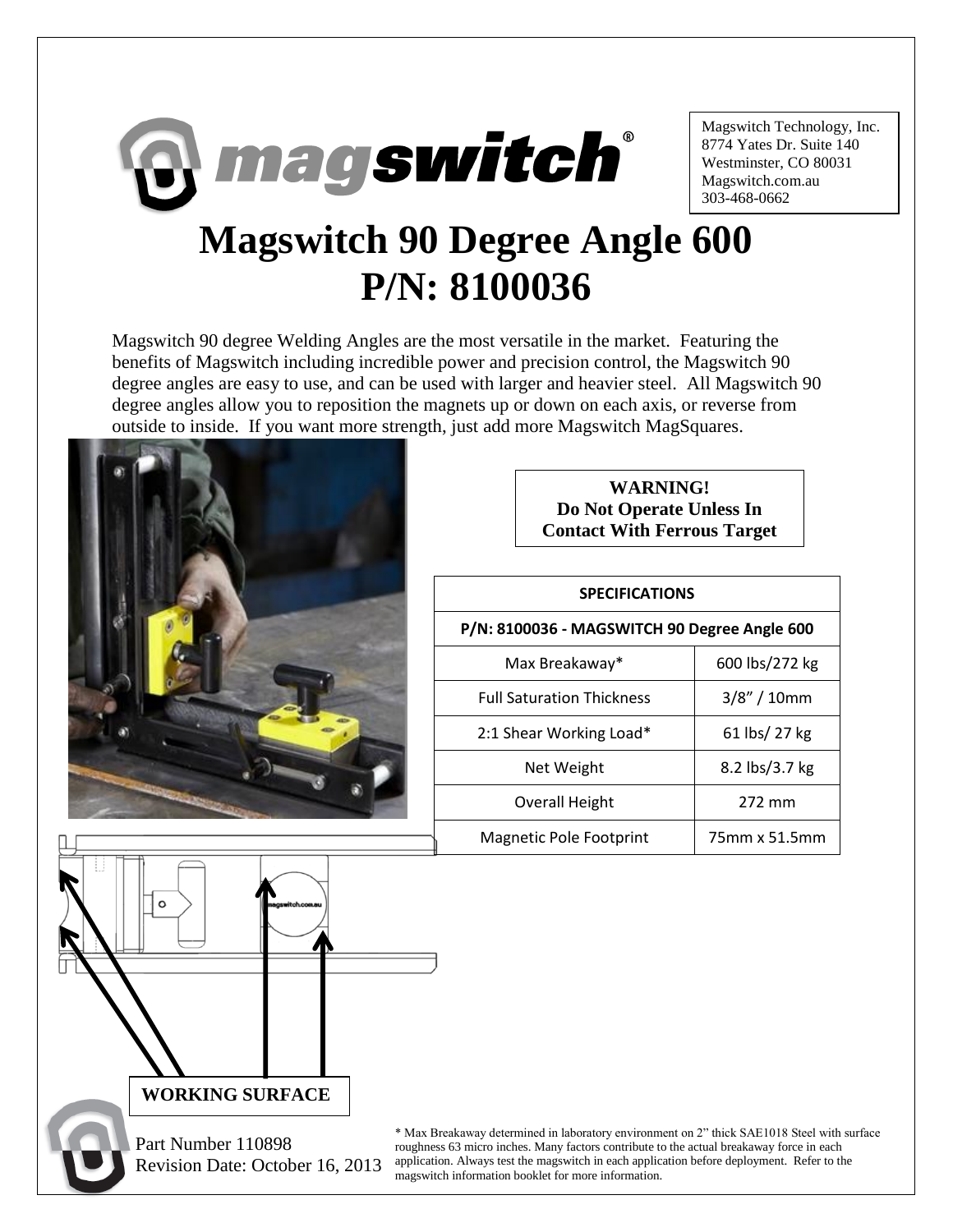Magswitch Technology, Inc.
8774 Yates Dr. Suite 140
Westminster, CO 80031
Magswitch.com.au
303-468-0662

# Magswitch 90 Degree Angle 600
# P/N: 8100036

Magswitch 90 degree Welding Angles are the most versatile in the market. Featuring the benefits of Magswitch including incredible power and precision control, the Magswitch 90 degree angles are easy to use, and can be used with larger and heavier steel. All Magswitch 90 degree angles allow you to reposition the magnets up or down on each axis, or reverse from outside to inside. If you want more strength, just add more Magswitch MagSquares.

**WARNING!**
**Do Not Operate Unless In Contact With Ferrous Target**

| SPECIFICATIONS | |
|---|---|
| P/N: 8100036 - MAGSWITCH 90 Degree Angle 600 | |
| Max Breakaway* | 600 lbs/272 kg |
| Full Saturation Thickness | 3/8" / 10mm |
| 2:1 Shear Working Load* | 61 lbs/ 27 kg |
| Net Weight | 8.2 lbs/3.7 kg |
| Overall Height | 272 mm |
| Magnetic Pole Footprint | 75mm x 51.5mm |

WORKING SURFACE

Part Number 110898
Revision Date: October 16, 2013

* Max Breakaway determined in laboratory environment on 2" thick SAE1018 Steel with surface roughness 63 micro inches. Many factors contribute to the actual breakaway force in each application. Always test the magswitch in each application before deployment. Refer to the magswitch information booklet for more information.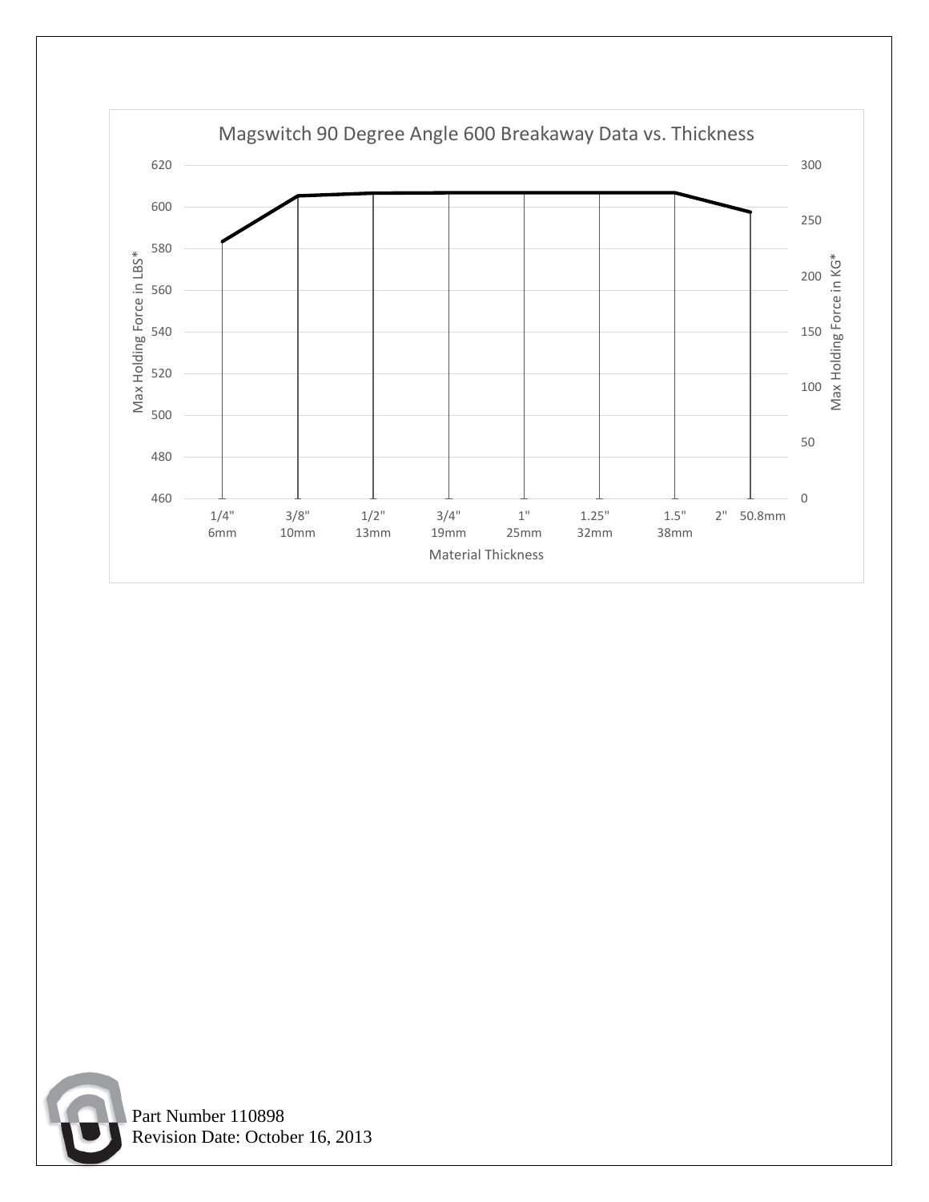Magswitch 90 Degree Angle 600 Breakaway Data vs. Thickness

Max Holding Force in LBS*

620
600
580
560
540
520
500
480
460

Max Holding Force in KG*

300
250
200
150
100
50
0

1/4" 6mm
3/8" 10mm
1/2" 13mm
3/4" 19mm
1" 25mm
1.25" 32mm
1.5" 38mm
2" 50.8mm

Material Thickness

Part Number 110898
Revision Date: October 16, 2013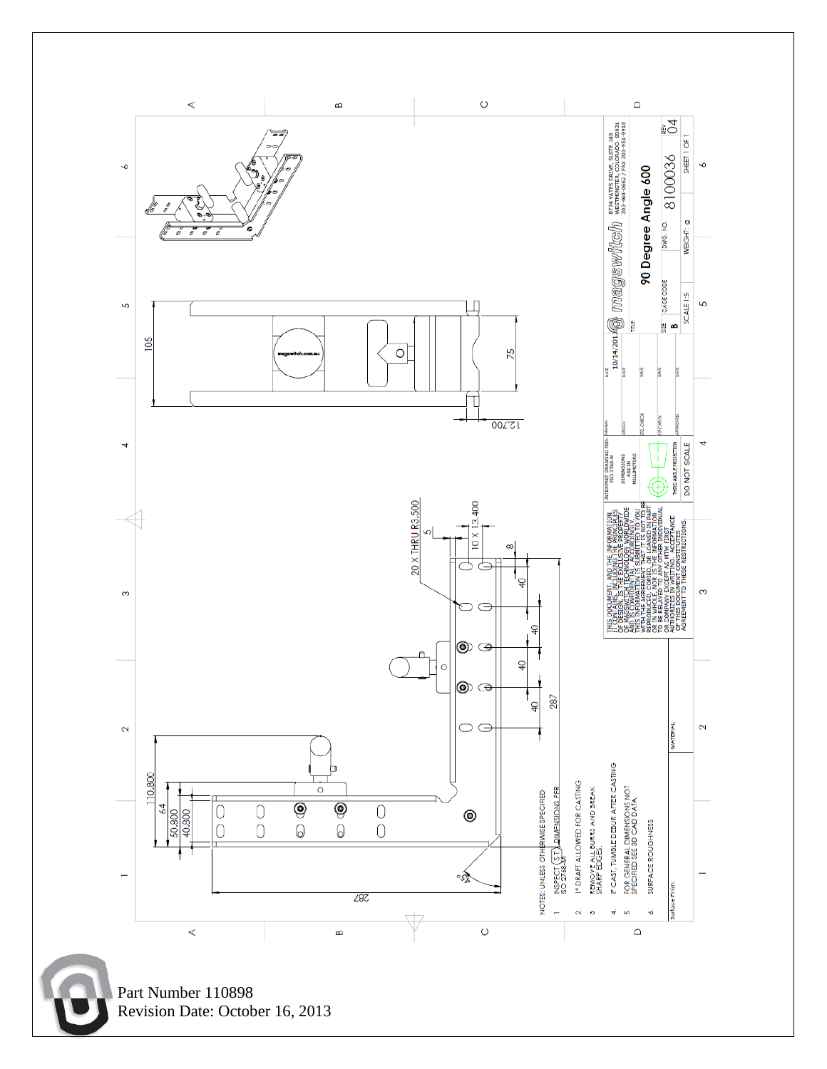NOTES: UNLESS OTHERWISE SPECIFIED

1. INSPECT (S.T.) DIMENSIONS PER ISO 2768-M
2. 1° DRAFT ALLOWED FOR CASTING
3. REMOVE ALL BURRS AND BREAK SHARP EDGES.
4. IF CAST, TUMBLE DEBUR AFTER CASTING
5. FOR GENERAL DIMENSIONS NOT SPECIFIED SEE 3D CAD DATA
6. SURFACE ROUGHNESS

Surface Finish:

MATERIAL:

20 X THRU R3.500

10 X 13.400

5

8

40

40

40

40

287

287

110.800

64

50.800

40.800

45°

105

75

12.700

magswitch.com.au

THIS DOCUMENT, AND THE INFORMATION IT CONTAINS INCLUDING THE PRINCIPLES OF DESIGN, IS THE EXCLUSIVE PROPERTY OF MAGSWITCH TECHNOLOGY WORLDWIDE AND IS CONFIDENTIAL. ACCORDINGLY, THIS INFORMATION IS SUBMITTED TO YOU WITH THE AGREEMENT THAT IT IS NOT TO BE REPRODUCED, COPIED, OR LOANED IN PART OR IN WHOLE, NOR IS THE INFORMATION TO BE RELAYED TO ANY OTHER INDIVIDUAL OR COMPANY EXCEPT AS MTW FIRST AUTHORIZES IN WRITING. ACCEPTANCE OF THIS DOCUMENT CONSTITUTES AGREEMENT TO THESE RESTRICTIONS.

INTERPRET DRAWING PER: ISO 2768-M

DIMENSIONS ARE IN MILLIMETERS

THIRD ANGLE PROJECTION

DO NOT SCALE

| | | |
|---|---|---|
| DRAWN | DATE | 10/14/2013 |
| DESIGN | DATE | |
| STD. CHECK | DATE | |
| DFT CHECK | DATE | |
| APPROVED | DATE | |

magswitch

8774 YATES DRIVE, SUITE 140
WESTMINSTER, COLORADO 80031
303-468-0662 / FAX 303-951-9918

TITLE: 90 Degree Angle 600

| SIZE | CAGE CODE | DWG. NO. | REV |
|---|---|---|---|
| B | | 8100036 | 04 |
| SCALE 1:5 | | WEIGHT: g | SHEET 1 OF 1 |

Part Number 110898
Revision Date: October 16, 2013